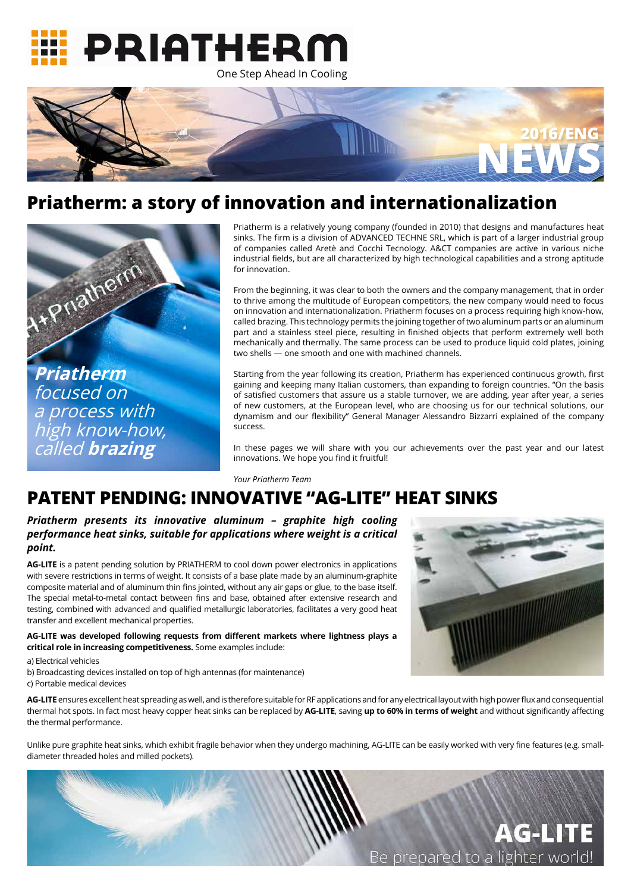# PRIATHERM

One Step Ahead In Cooling

2016/ENG NEWS

## Priatherm: a story of innovation and internationalization

***Priatherm** focused on a process with high know-how, called **brazing***

Priatherm is a relatively young company (founded in 2010) that designs and manufactures heat sinks. The firm is a division of ADVANCED TECHNE SRL, which is part of a larger industrial group of companies called Aretè and Cocchi Tecnology. A&CT companies are active in various niche industrial fields, but are all characterized by high technological capabilities and a strong aptitude for innovation.

From the beginning, it was clear to both the owners and the company management, that in order to thrive among the multitude of European competitors, the new company would need to focus on innovation and internationalization. Priatherm focuses on a process requiring high know-how, called brazing. This technology permits the joining together of two aluminum parts or an aluminum part and a stainless steel piece, resulting in finished objects that perform extremely well both mechanically and thermally. The same process can be used to produce liquid cold plates, joining two shells — one smooth and one with machined channels.

Starting from the year following its creation, Priatherm has experienced continuous growth, first gaining and keeping many Italian customers, than expanding to foreign countries. "On the basis of satisfied customers that assure us a stable turnover, we are adding, year after year, a series of new customers, at the European level, who are choosing us for our technical solutions, our dynamism and our flexibility" General Manager Alessandro Bizzarri explained of the company success.

In these pages we will share with you our achievements over the past year and our latest innovations. We hope you find it fruitful!

*Your Priatherm Team*

## PATENT PENDING: INNOVATIVE "AG-LITE" HEAT SINKS

***Priatherm presents its innovative aluminum – graphite high cooling performance heat sinks, suitable for applications where weight is a critical point.***

**AG-LITE** is a patent pending solution by PRIATHERM to cool down power electronics in applications with severe restrictions in terms of weight. It consists of a base plate made by an aluminum-graphite composite material and of aluminum thin fins jointed, without any air gaps or glue, to the base itself. The special metal-to-metal contact between fins and base, obtained after extensive research and testing, combined with advanced and qualified metallurgic laboratories, facilitates a very good heat transfer and excellent mechanical properties.

**AG-LITE was developed following requests from different markets where lightness plays a critical role in increasing competitiveness.** Some examples include:

a) Electrical vehicles
b) Broadcasting devices installed on top of high antennas (for maintenance)
c) Portable medical devices

**AG-LITE** ensures excellent heat spreading as well, and is therefore suitable for RF applications and for any electrical layout with high power flux and consequential thermal hot spots. In fact most heavy copper heat sinks can be replaced by **AG-LITE**, saving **up to 60% in terms of weight** and without significantly affecting the thermal performance.

Unlike pure graphite heat sinks, which exhibit fragile behavior when they undergo machining, AG-LITE can be easily worked with very fine features (e.g. small-diameter threaded holes and milled pockets).

**AG-LITE**
Be prepared to a lighter world!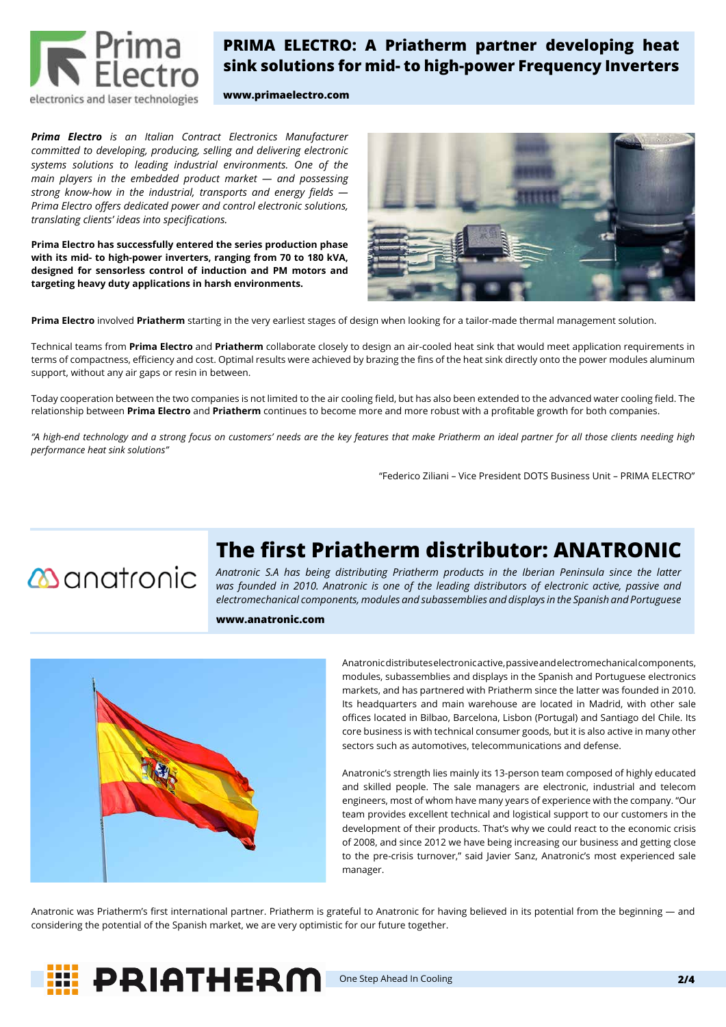# PRIMA ELECTRO: A Priatherm partner developing heat sink solutions for mid- to high-power Frequency Inverters

**www.primaelectro.com**

***Prima Electro** is an Italian Contract Electronics Manufacturer committed to developing, producing, selling and delivering electronic systems solutions to leading industrial environments. One of the main players in the embedded product market — and possessing strong know-how in the industrial, transports and energy fields — Prima Electro offers dedicated power and control electronic solutions, translating clients' ideas into specifications.*

**Prima Electro has successfully entered the series production phase with its mid- to high-power inverters, ranging from 70 to 180 kVA, designed for sensorless control of induction and PM motors and targeting heavy duty applications in harsh environments.**

**Prima Electro** involved **Priatherm** starting in the very earliest stages of design when looking for a tailor-made thermal management solution.

Technical teams from **Prima Electro** and **Priatherm** collaborate closely to design an air-cooled heat sink that would meet application requirements in terms of compactness, efficiency and cost. Optimal results were achieved by brazing the fins of the heat sink directly onto the power modules aluminum support, without any air gaps or resin in between.

Today cooperation between the two companies is not limited to the air cooling field, but has also been extended to the advanced water cooling field. The relationship between **Prima Electro** and **Priatherm** continues to become more and more robust with a profitable growth for both companies.

*"A high-end technology and a strong focus on customers' needs are the key features that make Priatherm an ideal partner for all those clients needing high performance heat sink solutions"*

"Federico Ziliani – Vice President DOTS Business Unit – PRIMA ELECTRO"

# The first Priatherm distributor: ANATRONIC

*Anatronic S.A has being distributing Priatherm products in the Iberian Peninsula since the latter was founded in 2010. Anatronic is one of the leading distributors of electronic active, passive and electromechanical components, modules and subassemblies and displays in the Spanish and Portuguese*

**www.anatronic.com**

Anatronic distributes electronic active, passive and electromechanical components, modules, subassemblies and displays in the Spanish and Portuguese electronics markets, and has partnered with Priatherm since the latter was founded in 2010. Its headquarters and main warehouse are located in Madrid, with other sale offices located in Bilbao, Barcelona, Lisbon (Portugal) and Santiago del Chile. Its core business is with technical consumer goods, but it is also active in many other sectors such as automotives, telecommunications and defense.

Anatronic's strength lies mainly its 13-person team composed of highly educated and skilled people. The sale managers are electronic, industrial and telecom engineers, most of whom have many years of experience with the company. "Our team provides excellent technical and logistical support to our customers in the development of their products. That's why we could react to the economic crisis of 2008, and since 2012 we have being increasing our business and getting close to the pre-crisis turnover," said Javier Sanz, Anatronic's most experienced sale manager.

Anatronic was Priatherm's first international partner. Priatherm is grateful to Anatronic for having believed in its potential from the beginning — and considering the potential of the Spanish market, we are very optimistic for our future together.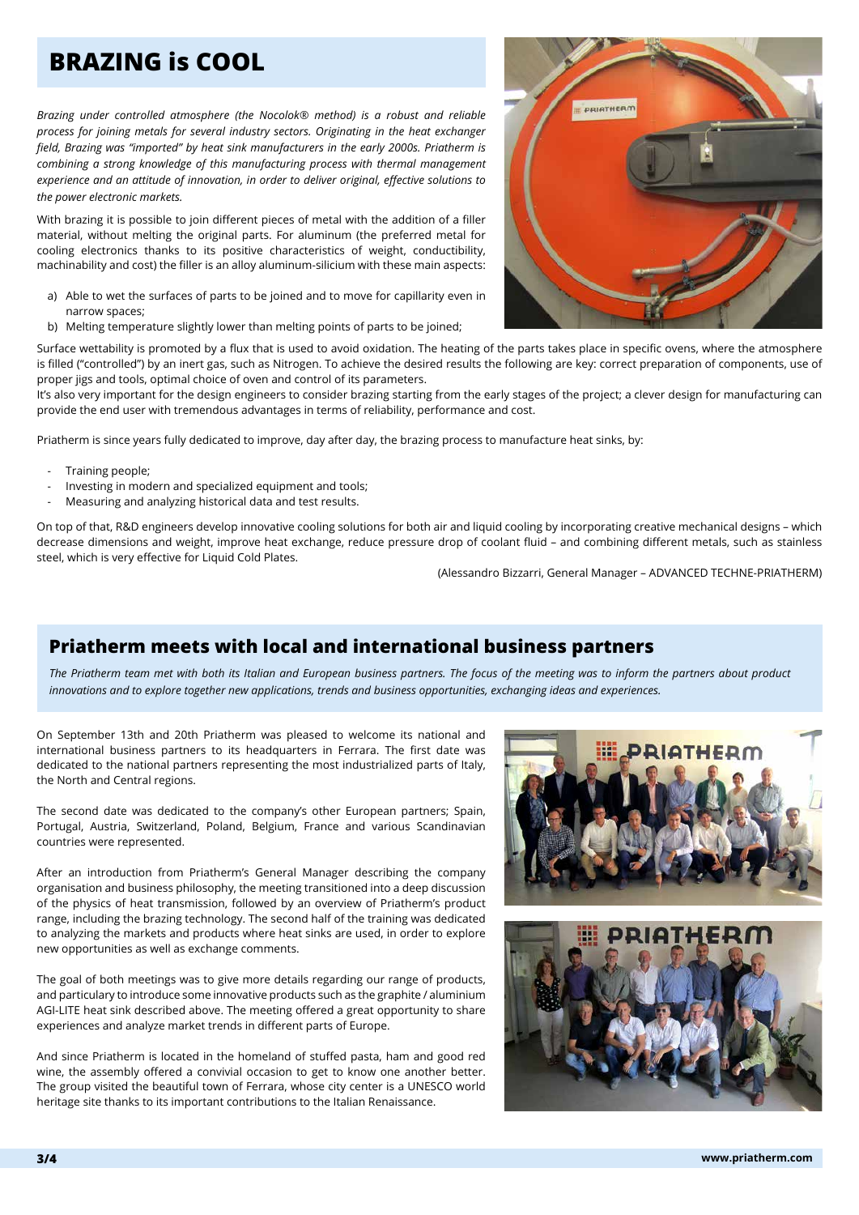# BRAZING is COOL

*Brazing under controlled atmosphere (the Nocolok® method) is a robust and reliable process for joining metals for several industry sectors. Originating in the heat exchanger field, Brazing was "imported" by heat sink manufacturers in the early 2000s. Priatherm is combining a strong knowledge of this manufacturing process with thermal management experience and an attitude of innovation, in order to deliver original, effective solutions to the power electronic markets.*

With brazing it is possible to join different pieces of metal with the addition of a filler material, without melting the original parts. For aluminum (the preferred metal for cooling electronics thanks to its positive characteristics of weight, conductibility, machinability and cost) the filler is an alloy aluminum-silicium with these main aspects:

a) Able to wet the surfaces of parts to be joined and to move for capillarity even in narrow spaces;
b) Melting temperature slightly lower than melting points of parts to be joined;

Surface wettability is promoted by a flux that is used to avoid oxidation. The heating of the parts takes place in specific ovens, where the atmosphere is filled ("controlled") by an inert gas, such as Nitrogen. To achieve the desired results the following are key: correct preparation of components, use of proper jigs and tools, optimal choice of oven and control of its parameters.
It's also very important for the design engineers to consider brazing starting from the early stages of the project; a clever design for manufacturing can provide the end user with tremendous advantages in terms of reliability, performance and cost.

Priatherm is since years fully dedicated to improve, day after day, the brazing process to manufacture heat sinks, by:

- Training people;
- Investing in modern and specialized equipment and tools;
- Measuring and analyzing historical data and test results.

On top of that, R&D engineers develop innovative cooling solutions for both air and liquid cooling by incorporating creative mechanical designs – which decrease dimensions and weight, improve heat exchange, reduce pressure drop of coolant fluid – and combining different metals, such as stainless steel, which is very effective for Liquid Cold Plates.

(Alessandro Bizzarri, General Manager – ADVANCED TECHNE-PRIATHERM)

# Priatherm meets with local and international business partners

*The Priatherm team met with both its Italian and European business partners. The focus of the meeting was to inform the partners about product innovations and to explore together new applications, trends and business opportunities, exchanging ideas and experiences.*

On September 13th and 20th Priatherm was pleased to welcome its national and international business partners to its headquarters in Ferrara. The first date was dedicated to the national partners representing the most industrialized parts of Italy, the North and Central regions.

The second date was dedicated to the company's other European partners; Spain, Portugal, Austria, Switzerland, Poland, Belgium, France and various Scandinavian countries were represented.

After an introduction from Priatherm's General Manager describing the company organisation and business philosophy, the meeting transitioned into a deep discussion of the physics of heat transmission, followed by an overview of Priatherm's product range, including the brazing technology. The second half of the training was dedicated to analyzing the markets and products where heat sinks are used, in order to explore new opportunities as well as exchange comments.

The goal of both meetings was to give more details regarding our range of products, and particulary to introduce some innovative products such as the graphite / aluminium AGI-LITE heat sink described above. The meeting offered a great opportunity to share experiences and analyze market trends in different parts of Europe.

And since Priatherm is located in the homeland of stuffed pasta, ham and good red wine, the assembly offered a convivial occasion to get to know one another better. The group visited the beautiful town of Ferrara, whose city center is a UNESCO world heritage site thanks to its important contributions to the Italian Renaissance.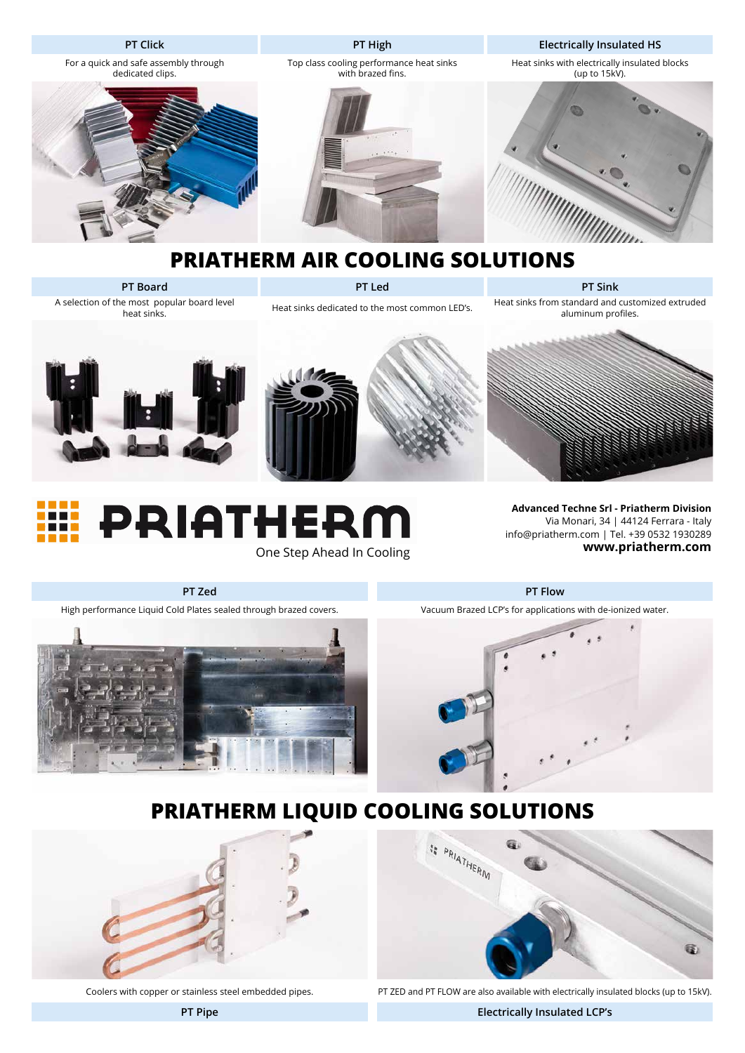**PT Click**

For a quick and safe assembly through dedicated clips.

**PT High**

Top class cooling performance heat sinks with brazed fins.

**Electrically Insulated HS**

Heat sinks with electrically insulated blocks (up to 15kV).

# PRIATHERM AIR COOLING SOLUTIONS

**PT Board**

A selection of the most popular board level heat sinks.

**PT Led**

Heat sinks dedicated to the most common LED's.

**PT Sink**

Heat sinks from standard and customized extruded aluminum profiles.

PRIATHERM

One Step Ahead In Cooling

**Advanced Techne Srl - Priatherm Division**
Via Monari, 34 | 44124 Ferrara - Italy
info@priatherm.com | Tel. +39 0532 1930289
**www.priatherm.com**

**PT Zed**

High performance Liquid Cold Plates sealed through brazed covers.

**PT Flow**

Vacuum Brazed LCP's for applications with de-ionized water.

# PRIATHERM LIQUID COOLING SOLUTIONS

Coolers with copper or stainless steel embedded pipes.

**PT Pipe**

PT ZED and PT FLOW are also available with electrically insulated blocks (up to 15kV).

**Electrically Insulated LCP's**